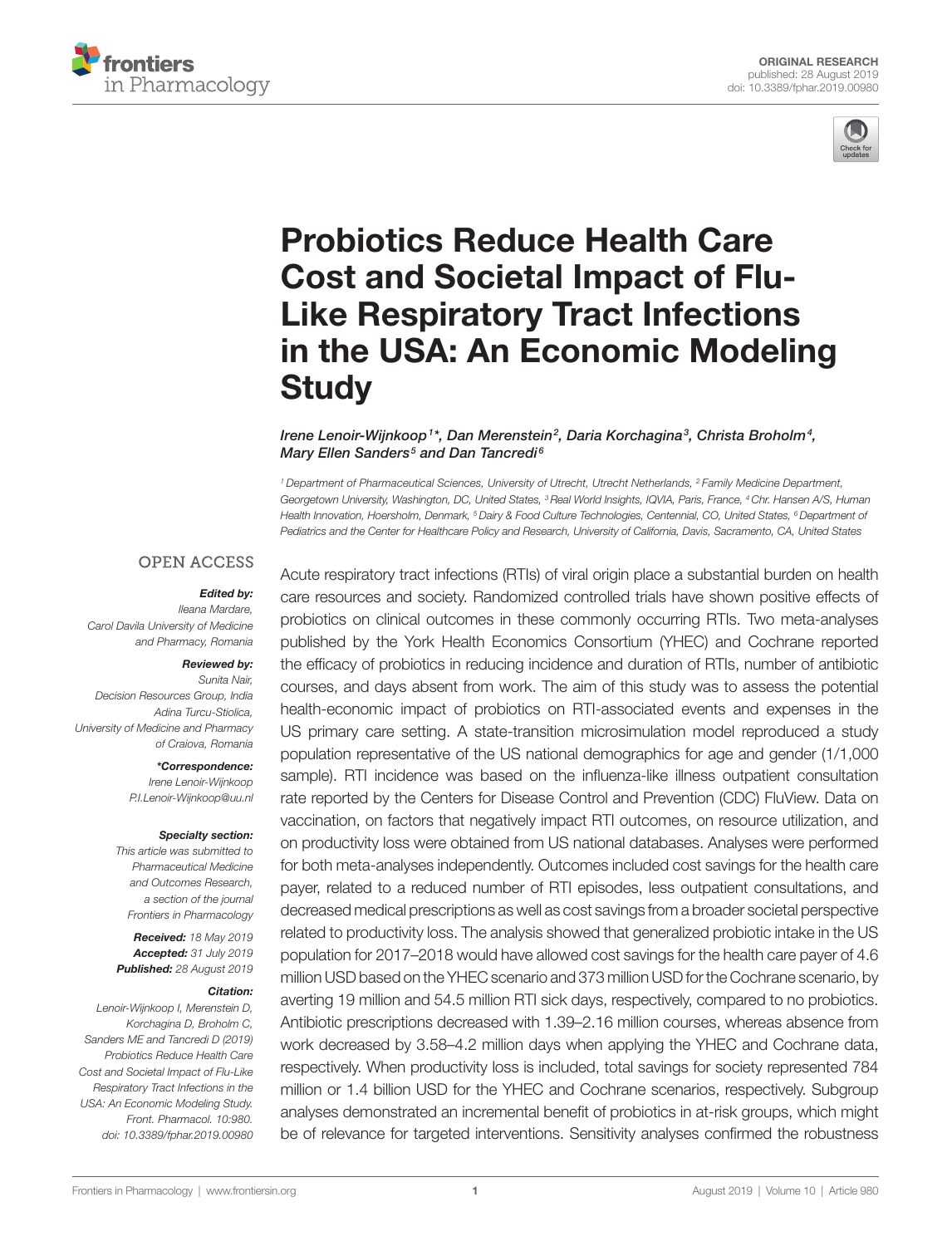ORIGINAL RESEARCH
published: 28 August 2019
doi: 10.3389/fphar.2019.00980

# Probiotics Reduce Health Care Cost and Societal Impact of Flu-Like Respiratory Tract Infections in the USA: An Economic Modeling Study

*Irene Lenoir-Wijnkoop[1]\*, Dan Merenstein[2], Daria Korchagina[3], Christa Broholm[4], Mary Ellen Sanders[5] and Dan Tancredi[6]*

[1] Department of Pharmaceutical Sciences, University of Utrecht, Utrecht Netherlands, [2] Family Medicine Department, Georgetown University, Washington, DC, United States, [3] Real World Insights, IQVIA, Paris, France, [4] Chr. Hansen A/S, Human Health Innovation, Hoersholm, Denmark, [5] Dairy & Food Culture Technologies, Centennial, CO, United States, [6] Department of Pediatrics and the Center for Healthcare Policy and Research, University of California, Davis, Sacramento, CA, United States

OPEN ACCESS

**Edited by:**
*Ileana Mardare, Carol Davila University of Medicine and Pharmacy, Romania*

**Reviewed by:**
*Sunita Nair, Decision Resources Group, India*
*Adina Turcu-Stiolica, University of Medicine and Pharmacy of Craiova, Romania*

**\*Correspondence:**
*Irene Lenoir-Wijnkoop*
*P.I.Lenoir-Wijnkoop@uu.nl*

**Specialty section:**
*This article was submitted to Pharmaceutical Medicine and Outcomes Research, a section of the journal Frontiers in Pharmacology*

**Received:** *18 May 2019*
**Accepted:** *31 July 2019*
**Published:** *28 August 2019*

**Citation:**
*Lenoir-Wijnkoop I, Merenstein D, Korchagina D, Broholm C, Sanders ME and Tancredi D (2019) Probiotics Reduce Health Care Cost and Societal Impact of Flu-Like Respiratory Tract Infections in the USA: An Economic Modeling Study. Front. Pharmacol. 10:980. doi: 10.3389/fphar.2019.00980*

Acute respiratory tract infections (RTIs) of viral origin place a substantial burden on health care resources and society. Randomized controlled trials have shown positive effects of probiotics on clinical outcomes in these commonly occurring RTIs. Two meta-analyses published by the York Health Economics Consortium (YHEC) and Cochrane reported the efficacy of probiotics in reducing incidence and duration of RTIs, number of antibiotic courses, and days absent from work. The aim of this study was to assess the potential health-economic impact of probiotics on RTI-associated events and expenses in the US primary care setting. A state-transition microsimulation model reproduced a study population representative of the US national demographics for age and gender (1/1,000 sample). RTI incidence was based on the influenza-like illness outpatient consultation rate reported by the Centers for Disease Control and Prevention (CDC) FluView. Data on vaccination, on factors that negatively impact RTI outcomes, on resource utilization, and on productivity loss were obtained from US national databases. Analyses were performed for both meta-analyses independently. Outcomes included cost savings for the health care payer, related to a reduced number of RTI episodes, less outpatient consultations, and decreased medical prescriptions as well as cost savings from a broader societal perspective related to productivity loss. The analysis showed that generalized probiotic intake in the US population for 2017–2018 would have allowed cost savings for the health care payer of 4.6 million USD based on the YHEC scenario and 373 million USD for the Cochrane scenario, by averting 19 million and 54.5 million RTI sick days, respectively, compared to no probiotics. Antibiotic prescriptions decreased with 1.39–2.16 million courses, whereas absence from work decreased by 3.58–4.2 million days when applying the YHEC and Cochrane data, respectively. When productivity loss is included, total savings for society represented 784 million or 1.4 billion USD for the YHEC and Cochrane scenarios, respectively. Subgroup analyses demonstrated an incremental benefit of probiotics in at-risk groups, which might be of relevance for targeted interventions. Sensitivity analyses confirmed the robustness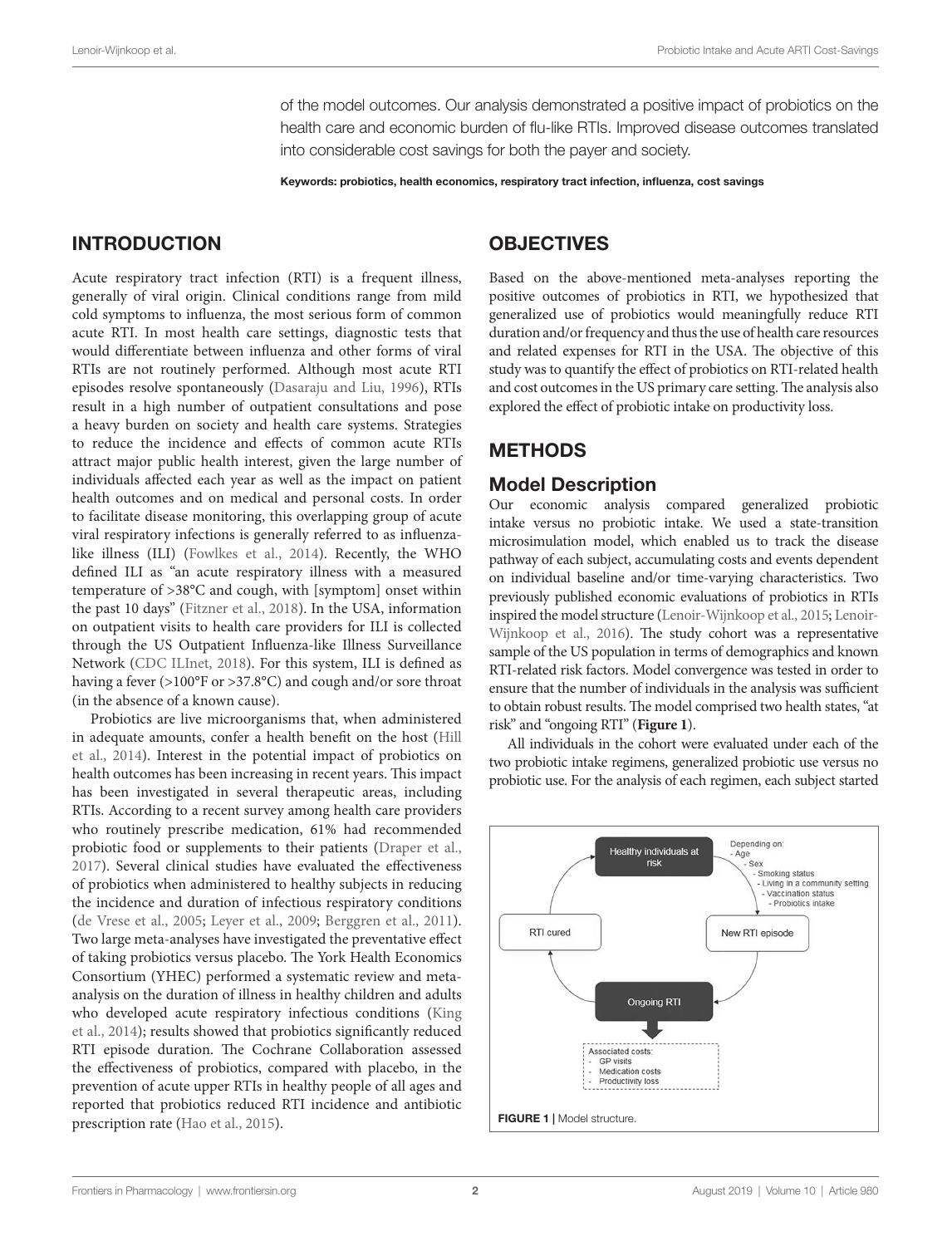of the model outcomes. Our analysis demonstrated a positive impact of probiotics on the health care and economic burden of flu-like RTIs. Improved disease outcomes translated into considerable cost savings for both the payer and society.

**Keywords: probiotics, health economics, respiratory tract infection, influenza, cost savings**

## INTRODUCTION

Acute respiratory tract infection (RTI) is a frequent illness, generally of viral origin. Clinical conditions range from mild cold symptoms to influenza, the most serious form of common acute RTI. In most health care settings, diagnostic tests that would differentiate between influenza and other forms of viral RTIs are not routinely performed. Although most acute RTI episodes resolve spontaneously (Dasaraju and Liu, 1996), RTIs result in a high number of outpatient consultations and pose a heavy burden on society and health care systems. Strategies to reduce the incidence and effects of common acute RTIs attract major public health interest, given the large number of individuals affected each year as well as the impact on patient health outcomes and on medical and personal costs. In order to facilitate disease monitoring, this overlapping group of acute viral respiratory infections is generally referred to as influenza-like illness (ILI) (Fowlkes et al., 2014). Recently, the WHO defined ILI as "an acute respiratory illness with a measured temperature of >38°C and cough, with [symptom] onset within the past 10 days" (Fitzner et al., 2018). In the USA, information on outpatient visits to health care providers for ILI is collected through the US Outpatient Influenza-like Illness Surveillance Network (CDC ILInet, 2018). For this system, ILI is defined as having a fever (>100°F or >37.8°C) and cough and/or sore throat (in the absence of a known cause).

Probiotics are live microorganisms that, when administered in adequate amounts, confer a health benefit on the host (Hill et al., 2014). Interest in the potential impact of probiotics on health outcomes has been increasing in recent years. This impact has been investigated in several therapeutic areas, including RTIs. According to a recent survey among health care providers who routinely prescribe medication, 61% had recommended probiotic food or supplements to their patients (Draper et al., 2017). Several clinical studies have evaluated the effectiveness of probiotics when administered to healthy subjects in reducing the incidence and duration of infectious respiratory conditions (de Vrese et al., 2005; Leyer et al., 2009; Berggren et al., 2011). Two large meta-analyses have investigated the preventative effect of taking probiotics versus placebo. The York Health Economics Consortium (YHEC) performed a systematic review and meta-analysis on the duration of illness in healthy children and adults who developed acute respiratory infectious conditions (King et al., 2014); results showed that probiotics significantly reduced RTI episode duration. The Cochrane Collaboration assessed the effectiveness of probiotics, compared with placebo, in the prevention of acute upper RTIs in healthy people of all ages and reported that probiotics reduced RTI incidence and antibiotic prescription rate (Hao et al., 2015).

## OBJECTIVES

Based on the above-mentioned meta-analyses reporting the positive outcomes of probiotics in RTI, we hypothesized that generalized use of probiotics would meaningfully reduce RTI duration and/or frequency and thus the use of health care resources and related expenses for RTI in the USA. The objective of this study was to quantify the effect of probiotics on RTI-related health and cost outcomes in the US primary care setting. The analysis also explored the effect of probiotic intake on productivity loss.

## METHODS

### Model Description

Our economic analysis compared generalized probiotic intake versus no probiotic intake. We used a state-transition microsimulation model, which enabled us to track the disease pathway of each subject, accumulating costs and events dependent on individual baseline and/or time-varying characteristics. Two previously published economic evaluations of probiotics in RTIs inspired the model structure (Lenoir-Wijnkoop et al., 2015; Lenoir-Wijnkoop et al., 2016). The study cohort was a representative sample of the US population in terms of demographics and known RTI-related risk factors. Model convergence was tested in order to ensure that the number of individuals in the analysis was sufficient to obtain robust results. The model comprised two health states, "at risk" and "ongoing RTI" (**Figure 1**).

All individuals in the cohort were evaluated under each of the two probiotic intake regimens, generalized probiotic use versus no probiotic use. For the analysis of each regimen, each subject started

**FIGURE 1** | Model structure.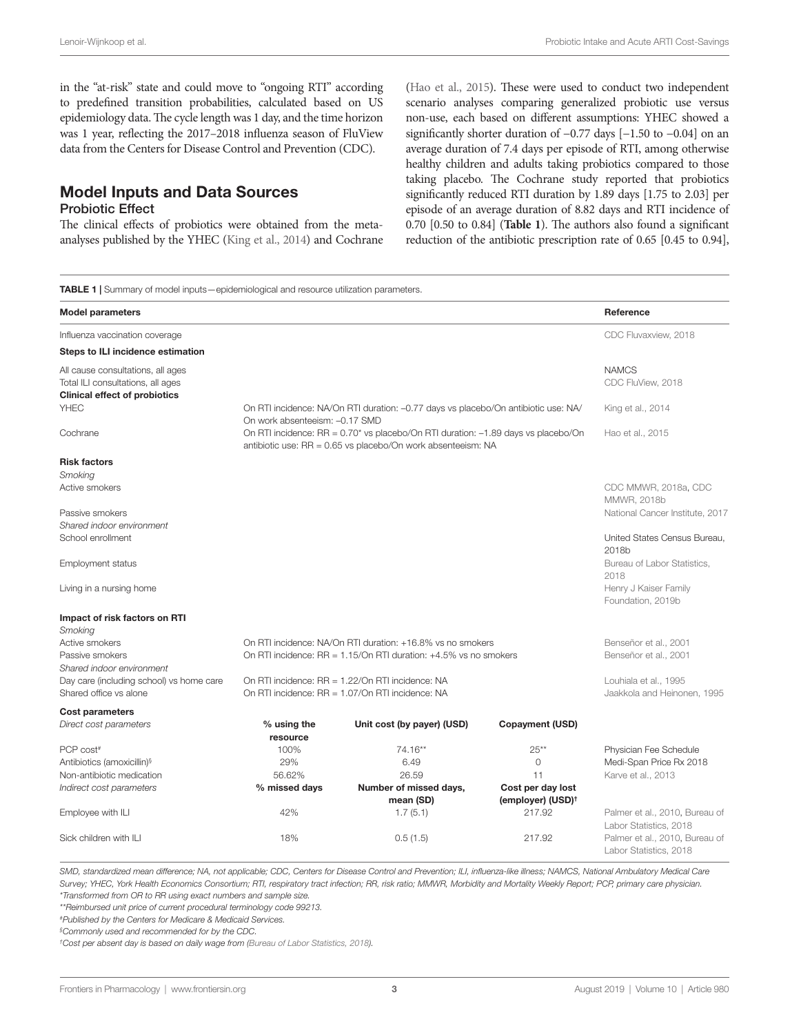in the "at-risk" state and could move to "ongoing RTI" according to predefined transition probabilities, calculated based on US epidemiology data. The cycle length was 1 day, and the time horizon was 1 year, reflecting the 2017–2018 influenza season of FluView data from the Centers for Disease Control and Prevention (CDC).

## Model Inputs and Data Sources

### Probiotic Effect

The clinical effects of probiotics were obtained from the meta-analyses published by the YHEC (King et al., 2014) and Cochrane (Hao et al., 2015). These were used to conduct two independent scenario analyses comparing generalized probiotic use versus non-use, each based on different assumptions: YHEC showed a significantly shorter duration of −0.77 days [−1.50 to −0.04] on an average duration of 7.4 days per episode of RTI, among otherwise healthy children and adults taking probiotics compared to those taking placebo. The Cochrane study reported that probiotics significantly reduced RTI duration by 1.89 days [1.75 to 2.03] per episode of an average duration of 8.82 days and RTI incidence of 0.70 [0.50 to 0.84] (**Table 1**). The authors also found a significant reduction of the antibiotic prescription rate of 0.65 [0.45 to 0.94],

**TABLE 1** | Summary of model inputs—epidemiological and resource utilization parameters.

| **Model parameters** | | | | **Reference** |
|---|---|---|---|---|
| Influenza vaccination coverage | | | | CDC Fluvaxview, 2018 |
| **Steps to ILI incidence estimation** | | | | |
| All cause consultations, all ages | | | | NAMCS |
| Total ILI consultations, all ages | | | | CDC FluView, 2018 |
| **Clinical effect of probiotics** | | | | |
| YHEC | On RTI incidence: NA/On RTI duration: –0.77 days vs placebo/On antibiotic use: NA/ On work absenteeism: –0.17 SMD | | | King et al., 2014 |
| Cochrane | On RTI incidence: RR = 0.70* vs placebo/On RTI duration: –1.89 days vs placebo/On antibiotic use: RR = 0.65 vs placebo/On work absenteeism: NA | | | Hao et al., 2015 |
| **Risk factors** | | | | |
| *Smoking* | | | | |
| Active smokers | | | | CDC MMWR, 2018a, CDC MMWR, 2018b |
| Passive smokers | | | | National Cancer Institute, 2017 |
| *Shared indoor environment* | | | | |
| School enrollment | | | | United States Census Bureau, 2018b |
| Employment status | | | | Bureau of Labor Statistics, 2018 |
| Living in a nursing home | | | | Henry J Kaiser Family Foundation, 2019b |
| **Impact of risk factors on RTI** | | | | |
| *Smoking* | | | | |
| Active smokers | On RTI incidence: NA/On RTI duration: +16.8% vs no smokers | | | Benseñor et al., 2001 |
| Passive smokers | On RTI incidence: RR = 1.15/On RTI duration: +4.5% vs no smokers | | | Benseñor et al., 2001 |
| *Shared indoor environment* | | | | |
| Day care (including school) vs home care | On RTI incidence: RR = 1.22/On RTI incidence: NA | | | Louhiala et al., 1995 |
| Shared office vs alone | On RTI incidence: RR = 1.07/On RTI incidence: NA | | | Jaakkola and Heinonen, 1995 |
| **Cost parameters** | | | | |
| *Direct cost parameters* | **% using the resource** | **Unit cost (by payer) (USD)** | **Copayment (USD)** | |
| PCP cost# | 100% | 74.16** | 25** | Physician Fee Schedule |
| Antibiotics (amoxicillin)§ | 29% | 6.49 | 0 | Medi-Span Price Rx 2018 |
| Non-antibiotic medication | 56.62% | 26.59 | 11 | Karve et al., 2013 |
| *Indirect cost parameters* | **% missed days** | **Number of missed days, mean (SD)** | **Cost per day lost (employer) (USD)†** | |
| Employee with ILI | 42% | 1.7 (5.1) | 217.92 | Palmer et al., 2010, Bureau of Labor Statistics, 2018 |
| Sick children with ILI | 18% | 0.5 (1.5) | 217.92 | Palmer et al., 2010, Bureau of Labor Statistics, 2018 |

*SMD, standardized mean difference; NA, not applicable; CDC, Centers for Disease Control and Prevention; ILI, influenza-like illness; NAMCS, National Ambulatory Medical Care Survey; YHEC, York Health Economics Consortium; RTI, respiratory tract infection; RR, risk ratio; MMWR, Morbidity and Mortality Weekly Report; PCP, primary care physician.*
*Transformed from OR to RR using exact numbers and sample size.
**Reimbursed unit price of current procedural terminology code 99213.
#Published by the Centers for Medicare & Medicaid Services.
§Commonly used and recommended for by the CDC.
†Cost per absent day is based on daily wage from (Bureau of Labor Statistics, 2018).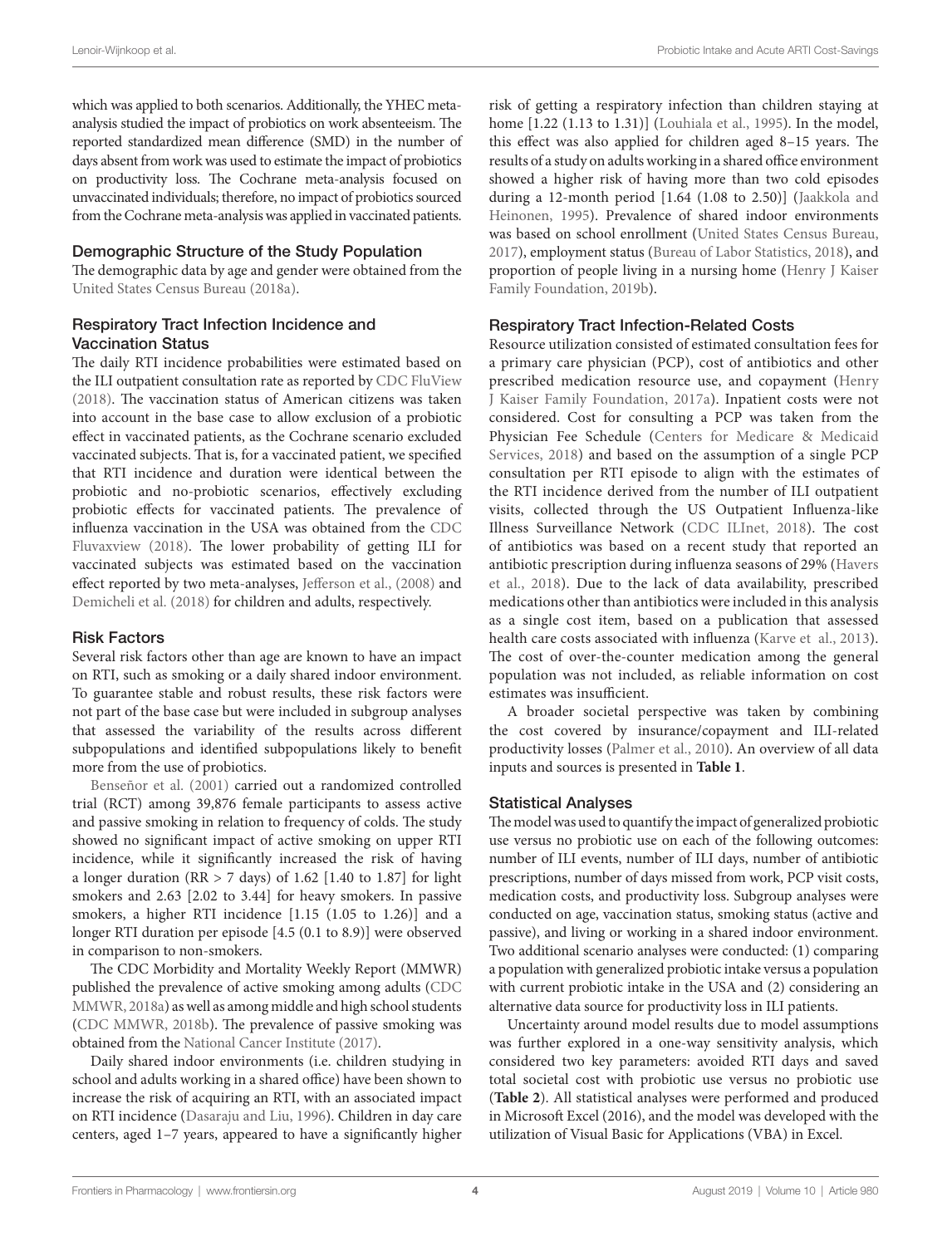which was applied to both scenarios. Additionally, the YHEC meta-analysis studied the impact of probiotics on work absenteeism. The reported standardized mean difference (SMD) in the number of days absent from work was used to estimate the impact of probiotics on productivity loss. The Cochrane meta-analysis focused on unvaccinated individuals; therefore, no impact of probiotics sourced from the Cochrane meta-analysis was applied in vaccinated patients.

### Demographic Structure of the Study Population

The demographic data by age and gender were obtained from the United States Census Bureau (2018a).

### Respiratory Tract Infection Incidence and Vaccination Status

The daily RTI incidence probabilities were estimated based on the ILI outpatient consultation rate as reported by CDC FluView (2018). The vaccination status of American citizens was taken into account in the base case to allow exclusion of a probiotic effect in vaccinated patients, as the Cochrane scenario excluded vaccinated subjects. That is, for a vaccinated patient, we specified that RTI incidence and duration were identical between the probiotic and no-probiotic scenarios, effectively excluding probiotic effects for vaccinated patients. The prevalence of influenza vaccination in the USA was obtained from the CDC Fluvaxview (2018). The lower probability of getting ILI for vaccinated subjects was estimated based on the vaccination effect reported by two meta-analyses, Jefferson et al., (2008) and Demicheli et al. (2018) for children and adults, respectively.

### Risk Factors

Several risk factors other than age are known to have an impact on RTI, such as smoking or a daily shared indoor environment. To guarantee stable and robust results, these risk factors were not part of the base case but were included in subgroup analyses that assessed the variability of the results across different subpopulations and identified subpopulations likely to benefit more from the use of probiotics.

Benseñor et al. (2001) carried out a randomized controlled trial (RCT) among 39,876 female participants to assess active and passive smoking in relation to frequency of colds. The study showed no significant impact of active smoking on upper RTI incidence, while it significantly increased the risk of having a longer duration (RR > 7 days) of 1.62 [1.40 to 1.87] for light smokers and 2.63 [2.02 to 3.44] for heavy smokers. In passive smokers, a higher RTI incidence [1.15 (1.05 to 1.26)] and a longer RTI duration per episode [4.5 (0.1 to 8.9)] were observed in comparison to non-smokers.

The CDC Morbidity and Mortality Weekly Report (MMWR) published the prevalence of active smoking among adults (CDC MMWR, 2018a) as well as among middle and high school students (CDC MMWR, 2018b). The prevalence of passive smoking was obtained from the National Cancer Institute (2017).

Daily shared indoor environments (i.e. children studying in school and adults working in a shared office) have been shown to increase the risk of acquiring an RTI, with an associated impact on RTI incidence (Dasaraju and Liu, 1996). Children in day care centers, aged 1–7 years, appeared to have a significantly higher risk of getting a respiratory infection than children staying at home [1.22 (1.13 to 1.31)] (Louhiala et al., 1995). In the model, this effect was also applied for children aged 8–15 years. The results of a study on adults working in a shared office environment showed a higher risk of having more than two cold episodes during a 12-month period [1.64 (1.08 to 2.50)] (Jaakkola and Heinonen, 1995). Prevalence of shared indoor environments was based on school enrollment (United States Census Bureau, 2017), employment status (Bureau of Labor Statistics, 2018), and proportion of people living in a nursing home (Henry J Kaiser Family Foundation, 2019b).

### Respiratory Tract Infection-Related Costs

Resource utilization consisted of estimated consultation fees for a primary care physician (PCP), cost of antibiotics and other prescribed medication resource use, and copayment (Henry J Kaiser Family Foundation, 2017a). Inpatient costs were not considered. Cost for consulting a PCP was taken from the Physician Fee Schedule (Centers for Medicare & Medicaid Services, 2018) and based on the assumption of a single PCP consultation per RTI episode to align with the estimates of the RTI incidence derived from the number of ILI outpatient visits, collected through the US Outpatient Influenza-like Illness Surveillance Network (CDC ILInet, 2018). The cost of antibiotics was based on a recent study that reported an antibiotic prescription during influenza seasons of 29% (Havers et al., 2018). Due to the lack of data availability, prescribed medications other than antibiotics were included in this analysis as a single cost item, based on a publication that assessed health care costs associated with influenza (Karve et al., 2013). The cost of over-the-counter medication among the general population was not included, as reliable information on cost estimates was insufficient.

A broader societal perspective was taken by combining the cost covered by insurance/copayment and ILI-related productivity losses (Palmer et al., 2010). An overview of all data inputs and sources is presented in **Table 1**.

### Statistical Analyses

The model was used to quantify the impact of generalized probiotic use versus no probiotic use on each of the following outcomes: number of ILI events, number of ILI days, number of antibiotic prescriptions, number of days missed from work, PCP visit costs, medication costs, and productivity loss. Subgroup analyses were conducted on age, vaccination status, smoking status (active and passive), and living or working in a shared indoor environment. Two additional scenario analyses were conducted: (1) comparing a population with generalized probiotic intake versus a population with current probiotic intake in the USA and (2) considering an alternative data source for productivity loss in ILI patients.

Uncertainty around model results due to model assumptions was further explored in a one-way sensitivity analysis, which considered two key parameters: avoided RTI days and saved total societal cost with probiotic use versus no probiotic use (**Table 2**). All statistical analyses were performed and produced in Microsoft Excel (2016), and the model was developed with the utilization of Visual Basic for Applications (VBA) in Excel.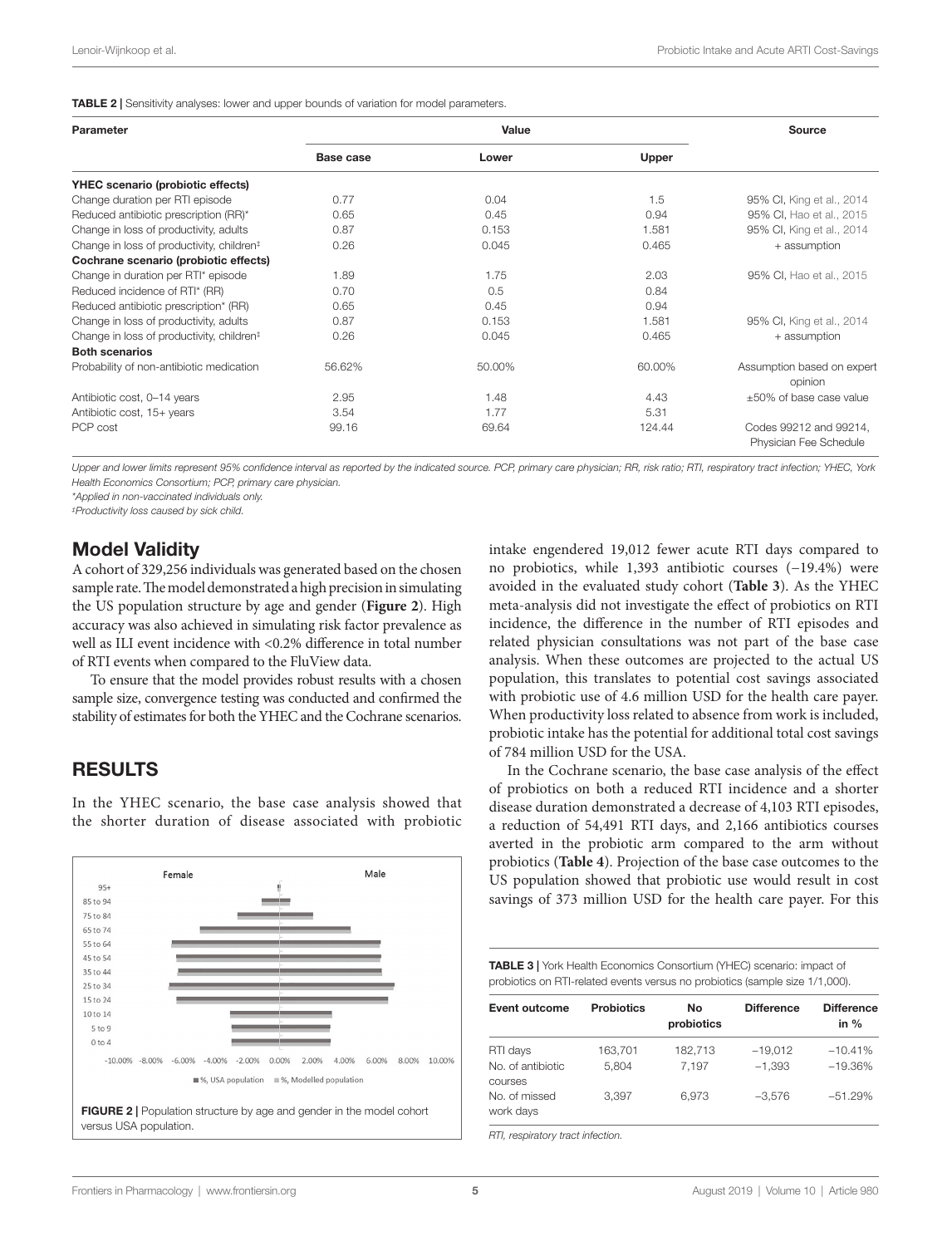**TABLE 2 |** Sensitivity analyses: lower and upper bounds of variation for model parameters.

| Parameter | Value | | | Source |
|---|---|---|---|---|
| | Base case | Lower | Upper | |
| **YHEC scenario (probiotic effects)** | | | | |
| Change duration per RTI episode | 0.77 | 0.04 | 1.5 | 95% CI, King et al., 2014 |
| Reduced antibiotic prescription (RR)* | 0.65 | 0.45 | 0.94 | 95% CI, Hao et al., 2015 |
| Change in loss of productivity, adults | 0.87 | 0.153 | 1.581 | 95% CI, King et al., 2014 |
| Change in loss of productivity, children‡ | 0.26 | 0.045 | 0.465 | + assumption |
| **Cochrane scenario (probiotic effects)** | | | | |
| Change in duration per RTI* episode | 1.89 | 1.75 | 2.03 | 95% CI, Hao et al., 2015 |
| Reduced incidence of RTI* (RR) | 0.70 | 0.5 | 0.84 | |
| Reduced antibiotic prescription* (RR) | 0.65 | 0.45 | 0.94 | |
| Change in loss of productivity, adults | 0.87 | 0.153 | 1.581 | 95% CI, King et al., 2014 |
| Change in loss of productivity, children‡ | 0.26 | 0.045 | 0.465 | + assumption |
| **Both scenarios** | | | | |
| Probability of non-antibiotic medication | 56.62% | 50.00% | 60.00% | Assumption based on expert opinion |
| Antibiotic cost, 0–14 years | 2.95 | 1.48 | 4.43 | ±50% of base case value |
| Antibiotic cost, 15+ years | 3.54 | 1.77 | 5.31 | |
| PCP cost | 99.16 | 69.64 | 124.44 | Codes 99212 and 99214, Physician Fee Schedule |

*Upper and lower limits represent 95% confidence interval as reported by the indicated source. PCP, primary care physician; RR, risk ratio; RTI, respiratory tract infection; YHEC, York Health Economics Consortium; PCP, primary care physician.*

*\*Applied in non-vaccinated individuals only.*

*‡Productivity loss caused by sick child.*

## Model Validity

A cohort of 329,256 individuals was generated based on the chosen sample rate. The model demonstrated a high precision in simulating the US population structure by age and gender (**Figure 2**). High accuracy was also achieved in simulating risk factor prevalence as well as ILI event incidence with <0.2% difference in total number of RTI events when compared to the FluView data.

To ensure that the model provides robust results with a chosen sample size, convergence testing was conducted and confirmed the stability of estimates for both the YHEC and the Cochrane scenarios.

## RESULTS

In the YHEC scenario, the base case analysis showed that the shorter duration of disease associated with probiotic intake engendered 19,012 fewer acute RTI days compared to no probiotics, while 1,393 antibiotic courses (−19.4%) were avoided in the evaluated study cohort (**Table 3**). As the YHEC meta-analysis did not investigate the effect of probiotics on RTI incidence, the difference in the number of RTI episodes and related physician consultations was not part of the base case analysis. When these outcomes are projected to the actual US population, this translates to potential cost savings associated with probiotic use of 4.6 million USD for the health care payer. When productivity loss related to absence from work is included, probiotic intake has the potential for additional total cost savings of 784 million USD for the USA.

In the Cochrane scenario, the base case analysis of the effect of probiotics on both a reduced RTI incidence and a shorter disease duration demonstrated a decrease of 4,103 RTI episodes, a reduction of 54,491 RTI days, and 2,166 antibiotics courses averted in the probiotic arm compared to the arm without probiotics (**Table 4**). Projection of the base case outcomes to the US population showed that probiotic use would result in cost savings of 373 million USD for the health care payer. For this

**FIGURE 2 |** Population structure by age and gender in the model cohort versus USA population.

**TABLE 3 |** York Health Economics Consortium (YHEC) scenario: impact of probiotics on RTI-related events versus no probiotics (sample size 1/1,000).

| Event outcome | Probiotics | No probiotics | Difference | Difference in % |
|---|---|---|---|---|
| RTI days | 163,701 | 182,713 | −19,012 | −10.41% |
| No. of antibiotic courses | 5,804 | 7,197 | −1,393 | −19.36% |
| No. of missed work days | 3,397 | 6,973 | −3,576 | −51.29% |

*RTI, respiratory tract infection.*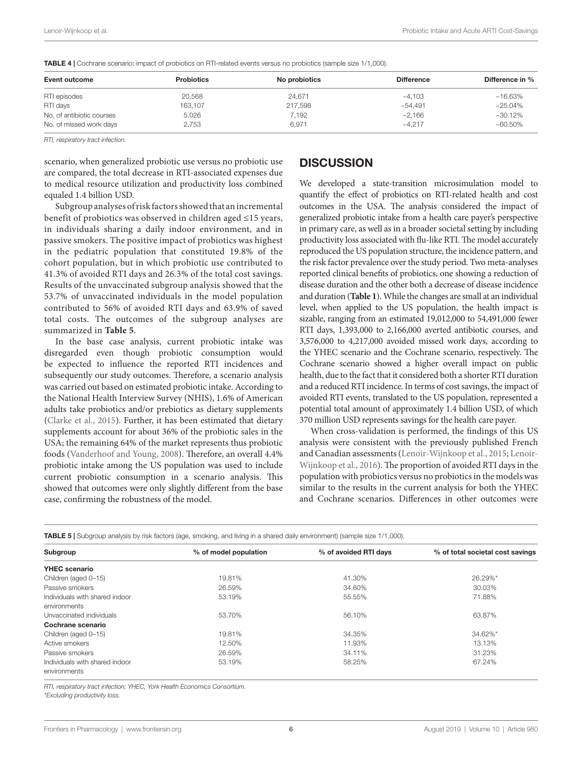**TABLE 4 |** Cochrane scenario: impact of probiotics on RTI-related events versus no probiotics (sample size 1/1,000).

| Event outcome | Probiotics | No probiotics | Difference | Difference in % |
|---|---|---|---|---|
| RTI episodes | 20,568 | 24,671 | −4,103 | −16.63% |
| RTI days | 163,107 | 217,598 | −54,491 | −25.04% |
| No. of antibiotic courses | 5,026 | 7,192 | −2,166 | −30.12% |
| No. of missed work days | 2,753 | 6,971 | −4,217 | −60.50% |

*RTI, respiratory tract infection.*

scenario, when generalized probiotic use versus no probiotic use are compared, the total decrease in RTI-associated expenses due to medical resource utilization and productivity loss combined equaled 1.4 billion USD.

Subgroup analyses of risk factors showed that an incremental benefit of probiotics was observed in children aged ≤15 years, in individuals sharing a daily indoor environment, and in passive smokers. The positive impact of probiotics was highest in the pediatric population that constituted 19.8% of the cohort population, but in which probiotic use contributed to 41.3% of avoided RTI days and 26.3% of the total cost savings. Results of the unvaccinated subgroup analysis showed that the 53.7% of unvaccinated individuals in the model population contributed to 56% of avoided RTI days and 63.9% of saved total costs. The outcomes of the subgroup analyses are summarized in **Table 5**.

In the base case analysis, current probiotic intake was disregarded even though probiotic consumption would be expected to influence the reported RTI incidences and subsequently our study outcomes. Therefore, a scenario analysis was carried out based on estimated probiotic intake. According to the National Health Interview Survey (NHIS), 1.6% of American adults take probiotics and/or prebiotics as dietary supplements (Clarke et al., 2015). Further, it has been estimated that dietary supplements account for about 36% of the probiotic sales in the USA; the remaining 64% of the market represents thus probiotic foods (Vanderhoof and Young, 2008). Therefore, an overall 4.4% probiotic intake among the US population was used to include current probiotic consumption in a scenario analysis. This showed that outcomes were only slightly different from the base case, confirming the robustness of the model.

## DISCUSSION

We developed a state-transition microsimulation model to quantify the effect of probiotics on RTI-related health and cost outcomes in the USA. The analysis considered the impact of generalized probiotic intake from a health care payer's perspective in primary care, as well as in a broader societal setting by including productivity loss associated with flu-like RTI. The model accurately reproduced the US population structure, the incidence pattern, and the risk factor prevalence over the study period. Two meta-analyses reported clinical benefits of probiotics, one showing a reduction of disease duration and the other both a decrease of disease incidence and duration (**Table 1**). While the changes are small at an individual level, when applied to the US population, the health impact is sizable, ranging from an estimated 19,012,000 to 54,491,000 fewer RTI days, 1,393,000 to 2,166,000 averted antibiotic courses, and 3,576,000 to 4,217,000 avoided missed work days, according to the YHEC scenario and the Cochrane scenario, respectively. The Cochrane scenario showed a higher overall impact on public health, due to the fact that it considered both a shorter RTI duration and a reduced RTI incidence. In terms of cost savings, the impact of avoided RTI events, translated to the US population, represented a potential total amount of approximately 1.4 billion USD, of which 370 million USD represents savings for the health care payer.

When cross-validation is performed, the findings of this US analysis were consistent with the previously published French and Canadian assessments (Lenoir-Wijnkoop et al., 2015; Lenoir-Wijnkoop et al., 2016). The proportion of avoided RTI days in the population with probiotics versus no probiotics in the models was similar to the results in the current analysis for both the YHEC and Cochrane scenarios. Differences in other outcomes were

**TABLE 5 |** Subgroup analysis by risk factors (age, smoking, and living in a shared daily environment) (sample size 1/1,000).

| Subgroup | % of model population | % of avoided RTI days | % of total societal cost savings |
|---|---|---|---|
| **YHEC scenario** | | | |
| Children (aged 0–15) | 19.81% | 41.30% | 26.29%* |
| Passive smokers | 26.59% | 34.60% | 30.03% |
| Individuals with shared indoor environments | 53.19% | 55.55% | 71.88% |
| Unvaccinated individuals | 53.70% | 56.10% | 63.87% |
| **Cochrane scenario** | | | |
| Children (aged 0–15) | 19.81% | 34.35% | 34.62%* |
| Active smokers | 12.50% | 11.93% | 13.13% |
| Passive smokers | 26.59% | 34.11% | 31.23% |
| Individuals with shared indoor environments | 53.19% | 58.25% | 67.24% |

*RTI, respiratory tract infection; YHEC, York Health Economics Consortium.*
*\*Excluding productivity loss.*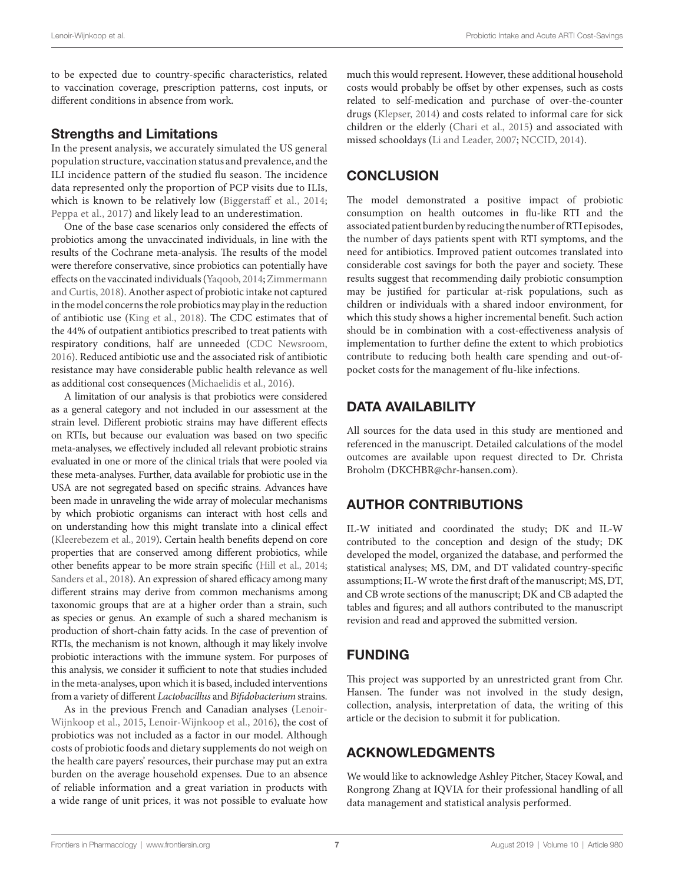to be expected due to country-specific characteristics, related to vaccination coverage, prescription patterns, cost inputs, or different conditions in absence from work.

### Strengths and Limitations

In the present analysis, we accurately simulated the US general population structure, vaccination status and prevalence, and the ILI incidence pattern of the studied flu season. The incidence data represented only the proportion of PCP visits due to ILIs, which is known to be relatively low (Biggerstaff et al., 2014; Peppa et al., 2017) and likely lead to an underestimation.

One of the base case scenarios only considered the effects of probiotics among the unvaccinated individuals, in line with the results of the Cochrane meta-analysis. The results of the model were therefore conservative, since probiotics can potentially have effects on the vaccinated individuals (Yaqoob, 2014; Zimmermann and Curtis, 2018). Another aspect of probiotic intake not captured in the model concerns the role probiotics may play in the reduction of antibiotic use (King et al., 2018). The CDC estimates that of the 44% of outpatient antibiotics prescribed to treat patients with respiratory conditions, half are unneeded (CDC Newsroom, 2016). Reduced antibiotic use and the associated risk of antibiotic resistance may have considerable public health relevance as well as additional cost consequences (Michaelidis et al., 2016).

A limitation of our analysis is that probiotics were considered as a general category and not included in our assessment at the strain level. Different probiotic strains may have different effects on RTIs, but because our evaluation was based on two specific meta-analyses, we effectively included all relevant probiotic strains evaluated in one or more of the clinical trials that were pooled via these meta-analyses. Further, data available for probiotic use in the USA are not segregated based on specific strains. Advances have been made in unraveling the wide array of molecular mechanisms by which probiotic organisms can interact with host cells and on understanding how this might translate into a clinical effect (Kleerebezem et al., 2019). Certain health benefits depend on core properties that are conserved among different probiotics, while other benefits appear to be more strain specific (Hill et al., 2014; Sanders et al., 2018). An expression of shared efficacy among many different strains may derive from common mechanisms among taxonomic groups that are at a higher order than a strain, such as species or genus. An example of such a shared mechanism is production of short-chain fatty acids. In the case of prevention of RTIs, the mechanism is not known, although it may likely involve probiotic interactions with the immune system. For purposes of this analysis, we consider it sufficient to note that studies included in the meta-analyses, upon which it is based, included interventions from a variety of different *Lactobacillus* and *Bifidobacterium* strains.

As in the previous French and Canadian analyses (Lenoir-Wijnkoop et al., 2015, Lenoir-Wijnkoop et al., 2016), the cost of probiotics was not included as a factor in our model. Although costs of probiotic foods and dietary supplements do not weigh on the health care payers' resources, their purchase may put an extra burden on the average household expenses. Due to an absence of reliable information and a great variation in products with a wide range of unit prices, it was not possible to evaluate how much this would represent. However, these additional household costs would probably be offset by other expenses, such as costs related to self-medication and purchase of over-the-counter drugs (Klepser, 2014) and costs related to informal care for sick children or the elderly (Chari et al., 2015) and associated with missed schooldays (Li and Leader, 2007; NCCID, 2014).

## CONCLUSION

The model demonstrated a positive impact of probiotic consumption on health outcomes in flu-like RTI and the associated patient burden by reducing the number of RTI episodes, the number of days patients spent with RTI symptoms, and the need for antibiotics. Improved patient outcomes translated into considerable cost savings for both the payer and society. These results suggest that recommending daily probiotic consumption may be justified for particular at-risk populations, such as children or individuals with a shared indoor environment, for which this study shows a higher incremental benefit. Such action should be in combination with a cost-effectiveness analysis of implementation to further define the extent to which probiotics contribute to reducing both health care spending and out-of-pocket costs for the management of flu-like infections.

## DATA AVAILABILITY

All sources for the data used in this study are mentioned and referenced in the manuscript. Detailed calculations of the model outcomes are available upon request directed to Dr. Christa Broholm (DKCHBR@chr-hansen.com).

## AUTHOR CONTRIBUTIONS

IL-W initiated and coordinated the study; DK and IL-W contributed to the conception and design of the study; DK developed the model, organized the database, and performed the statistical analyses; MS, DM, and DT validated country-specific assumptions; IL-W wrote the first draft of the manuscript; MS, DT, and CB wrote sections of the manuscript; DK and CB adapted the tables and figures; and all authors contributed to the manuscript revision and read and approved the submitted version.

## FUNDING

This project was supported by an unrestricted grant from Chr. Hansen. The funder was not involved in the study design, collection, analysis, interpretation of data, the writing of this article or the decision to submit it for publication.

## ACKNOWLEDGMENTS

We would like to acknowledge Ashley Pitcher, Stacey Kowal, and Rongrong Zhang at IQVIA for their professional handling of all data management and statistical analysis performed.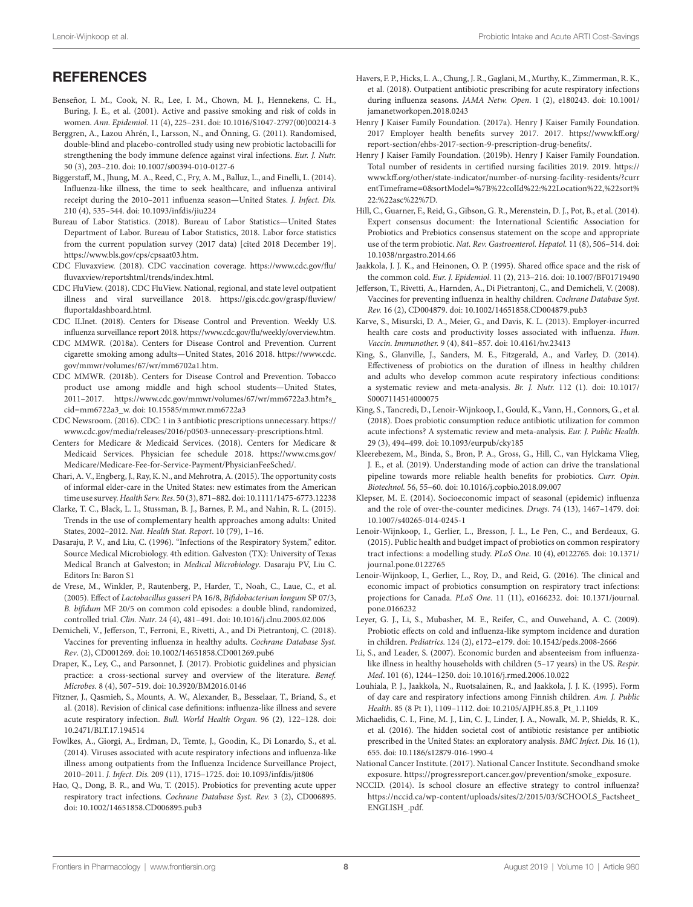## REFERENCES

Benseñor, I. M., Cook, N. R., Lee, I. M., Chown, M. J., Hennekens, C. H., Buring, J. E., et al. (2001). Active and passive smoking and risk of colds in women. *Ann. Epidemiol.* 11 (4), 225–231. doi: 10.1016/S1047-2797(00)00214-3

Berggren, A., Lazou Ahrén, I., Larsson, N., and Önning, G. (2011). Randomised, double-blind and placebo-controlled study using new probiotic lactobacilli for strengthening the body immune defence against viral infections. *Eur. J. Nutr.* 50 (3), 203–210. doi: 10.1007/s00394-010-0127-6

Biggerstaff, M., Jhung, M. A., Reed, C., Fry, A. M., Balluz, L., and Finelli, L. (2014). Influenza-like illness, the time to seek healthcare, and influenza antiviral receipt during the 2010–2011 influenza season—United States. *J. Infect. Dis.* 210 (4), 535–544. doi: 10.1093/infdis/jiu224

Bureau of Labor Statistics. (2018). Bureau of Labor Statistics—United States Department of Labor. Bureau of Labor Statistics, 2018. Labor force statistics from the current population survey (2017 data) [cited 2018 December 19]. https://www.bls.gov/cps/cpsaat03.htm.

CDC Fluvaxview. (2018). CDC vaccination coverage. https://www.cdc.gov/flu/fluvaxview/reportshtml/trends/index.html.

CDC FluView. (2018). CDC FluView. National, regional, and state level outpatient illness and viral surveillance 2018. https://gis.cdc.gov/grasp/fluview/fluportaldashboard.html.

CDC ILInet. (2018). Centers for Disease Control and Prevention. Weekly U.S. influenza surveillance report 2018. https://www.cdc.gov/flu/weekly/overview.htm.

CDC MMWR. (2018a). Centers for Disease Control and Prevention. Current cigarette smoking among adults—United States, 2016 2018. https://www.cdc.gov/mmwr/volumes/67/wr/mm6702a1.htm.

CDC MMWR. (2018b). Centers for Disease Control and Prevention. Tobacco product use among middle and high school students—United States, 2011–2017. https://www.cdc.gov/mmwr/volumes/67/wr/mm6722a3.htm?s_cid=mm6722a3_w. doi: 10.15585/mmwr.mm6722a3

CDC Newsroom. (2016). CDC: 1 in 3 antibiotic prescriptions unnecessary. https://www.cdc.gov/media/releases/2016/p0503-unnecessary-prescriptions.html.

Centers for Medicare & Medicaid Services. (2018). Centers for Medicare & Medicaid Services. Physician fee schedule 2018. https://www.cms.gov/Medicare/Medicare-Fee-for-Service-Payment/PhysicianFeeSched/.

Chari, A. V., Engberg, J., Ray, K. N., and Mehrotra, A. (2015). The opportunity costs of informal elder-care in the United States: new estimates from the American time use survey. *Health Serv. Res*. 50 (3), 871–882. doi: 10.1111/1475-6773.12238

Clarke, T. C., Black, L. I., Stussman, B. J., Barnes, P. M., and Nahin, R. L. (2015). Trends in the use of complementary health approaches among adults: United States, 2002–2012. *Nat. Health Stat. Report*. 10 (79), 1–16.

Dasaraju, P. V., and Liu, C. (1996). "Infections of the Respiratory System," editor. Source Medical Microbiology. 4th edition. Galveston (TX): University of Texas Medical Branch at Galveston; in *Medical Microbiology*. Dasaraju PV, Liu C. Editors In: Baron S1

de Vrese, M., Winkler, P., Rautenberg, P., Harder, T., Noah, C., Laue, C., et al. (2005). Effect of *Lactobacillus gasseri* PA 16/8, *Bifidobacterium longum* SP 07/3, *B. bifidum* MF 20/5 on common cold episodes: a double blind, randomized, controlled trial. *Clin. Nutr*. 24 (4), 481–491. doi: 10.1016/j.clnu.2005.02.006

Demicheli, V., Jefferson, T., Ferroni, E., Rivetti, A., and Di Pietrantonj, C. (2018). Vaccines for preventing influenza in healthy adults. *Cochrane Database Syst. Rev*. (2), CD001269. doi: 10.1002/14651858.CD001269.pub6

Draper, K., Ley, C., and Parsonnet, J. (2017). Probiotic guidelines and physician practice: a cross-sectional survey and overview of the literature. *Benef. Microbes*. 8 (4), 507–519. doi: 10.3920/BM2016.0146

Fitzner, J., Qasmieh, S., Mounts, A. W., Alexander, B., Besselaar, T., Briand, S., et al. (2018). Revision of clinical case definitions: influenza-like illness and severe acute respiratory infection. *Bull. World Health Organ*. 96 (2), 122–128. doi: 10.2471/BLT.17.194514

Fowlkes, A., Giorgi, A., Erdman, D., Temte, J., Goodin, K., Di Lonardo, S., et al. (2014). Viruses associated with acute respiratory infections and influenza-like illness among outpatients from the Influenza Incidence Surveillance Project, 2010–2011. *J. Infect. Dis*. 209 (11), 1715–1725. doi: 10.1093/infdis/jit806

Hao, Q., Dong, B. R., and Wu, T. (2015). Probiotics for preventing acute upper respiratory tract infections. *Cochrane Database Syst. Rev.* 3 (2), CD006895. doi: 10.1002/14651858.CD006895.pub3

Havers, F. P., Hicks, L. A., Chung, J. R., Gaglani, M., Murthy, K., Zimmerman, R. K., et al. (2018). Outpatient antibiotic prescribing for acute respiratory infections during influenza seasons. *JAMA Netw. Open*. 1 (2), e180243. doi: 10.1001/jamanetworkopen.2018.0243

Henry J Kaiser Family Foundation. (2017a). Henry J Kaiser Family Foundation. 2017 Employer health benefits survey 2017. 2017. https://www.kff.org/report-section/ehbs-2017-section-9-prescription-drug-benefits/.

Henry J Kaiser Family Foundation. (2019b). Henry J Kaiser Family Foundation. Total number of residents in certified nursing facilities 2019. 2019. https://www.kff.org/other/state-indicator/number-of-nursing-facility-residents/?currentTimeframe=0&sortModel=%7B%22colId%22:%22Location%22,%22sort%22:%22asc%22%7D.

Hill, C., Guarner, F., Reid, G., Gibson, G. R., Merenstein, D. J., Pot, B., et al. (2014). Expert consensus document: the International Scientific Association for Probiotics and Prebiotics consensus statement on the scope and appropriate use of the term probiotic. *Nat. Rev. Gastroenterol. Hepatol.* 11 (8), 506–514. doi: 10.1038/nrgastro.2014.66

Jaakkola, J. J. K., and Heinonen, O. P. (1995). Shared office space and the risk of the common cold. *Eur. J. Epidemiol*. 11 (2), 213–216. doi: 10.1007/BF01719490

Jefferson, T., Rivetti, A., Harnden, A., Di Pietrantonj, C., and Demicheli, V. (2008). Vaccines for preventing influenza in healthy children. *Cochrane Database Syst. Rev.* 16 (2), CD004879. doi: 10.1002/14651858.CD004879.pub3

Karve, S., Misurski, D. A., Meier, G., and Davis, K. L. (2013). Employer-incurred health care costs and productivity losses associated with influenza. *Hum. Vaccin. Immunother.* 9 (4), 841–857. doi: 10.4161/hv.23413

King, S., Glanville, J., Sanders, M. E., Fitzgerald, A., and Varley, D. (2014). Effectiveness of probiotics on the duration of illness in healthy children and adults who develop common acute respiratory infectious conditions: a systematic review and meta-analysis. *Br. J. Nutr.* 112 (1). doi: 10.1017/S0007114514000075

King, S., Tancredi, D., Lenoir-Wijnkoop, I., Gould, K., Vann, H., Connors, G., et al. (2018). Does probiotic consumption reduce antibiotic utilization for common acute infections? A systematic review and meta-analysis. *Eur. J. Public Health*. 29 (3), 494–499. doi: 10.1093/eurpub/cky185

Kleerebezem, M., Binda, S., Bron, P. A., Gross, G., Hill, C., van Hylckama Vlieg, J. E., et al. (2019). Understanding mode of action can drive the translational pipeline towards more reliable health benefits for probiotics. *Curr. Opin. Biotechnol.* 56, 55–60. doi: 10.1016/j.copbio.2018.09.007

Klepser, M. E. (2014). Socioeconomic impact of seasonal (epidemic) influenza and the role of over-the-counter medicines. *Drugs*. 74 (13), 1467–1479. doi: 10.1007/s40265-014-0245-1

Lenoir-Wijnkoop, I., Gerlier, L., Bresson, J. L., Le Pen, C., and Berdeaux, G. (2015). Public health and budget impact of probiotics on common respiratory tract infections: a modelling study. *PLoS One*. 10 (4), e0122765. doi: 10.1371/journal.pone.0122765

Lenoir-Wijnkoop, I., Gerlier, L., Roy, D., and Reid, G. (2016). The clinical and economic impact of probiotics consumption on respiratory tract infections: projections for Canada. *PLoS One*. 11 (11), e0166232. doi: 10.1371/journal.pone.0166232

Leyer, G. J., Li, S., Mubasher, M. E., Reifer, C., and Ouwehand, A. C. (2009). Probiotic effects on cold and influenza-like symptom incidence and duration in children. *Pediatrics*. 124 (2), e172–e179. doi: 10.1542/peds.2008-2666

Li, S., and Leader, S. (2007). Economic burden and absenteeism from influenza-like illness in healthy households with children (5–17 years) in the US. *Respir. Med*. 101 (6), 1244–1250. doi: 10.1016/j.rmed.2006.10.022

Louhiala, P. J., Jaakkola, N., Ruotsalainen, R., and Jaakkola, J. J. K. (1995). Form of day care and respiratory infections among Finnish children. *Am. J. Public Health*. 85 (8 Pt 1), 1109–1112. doi: 10.2105/AJPH.85.8_Pt_1.1109

Michaelidis, C. I., Fine, M. J., Lin, C. J., Linder, J. A., Nowalk, M. P., Shields, R. K., et al. (2016). The hidden societal cost of antibiotic resistance per antibiotic prescribed in the United States: an exploratory analysis. *BMC Infect. Dis.* 16 (1), 655. doi: 10.1186/s12879-016-1990-4

National Cancer Institute. (2017). National Cancer Institute. Secondhand smoke exposure. https://progressreport.cancer.gov/prevention/smoke_exposure.

NCCID. (2014). Is school closure an effective strategy to control influenza? https://nccid.ca/wp-content/uploads/sites/2/2015/03/SCHOOLS_Factsheet_ENGLISH_.pdf.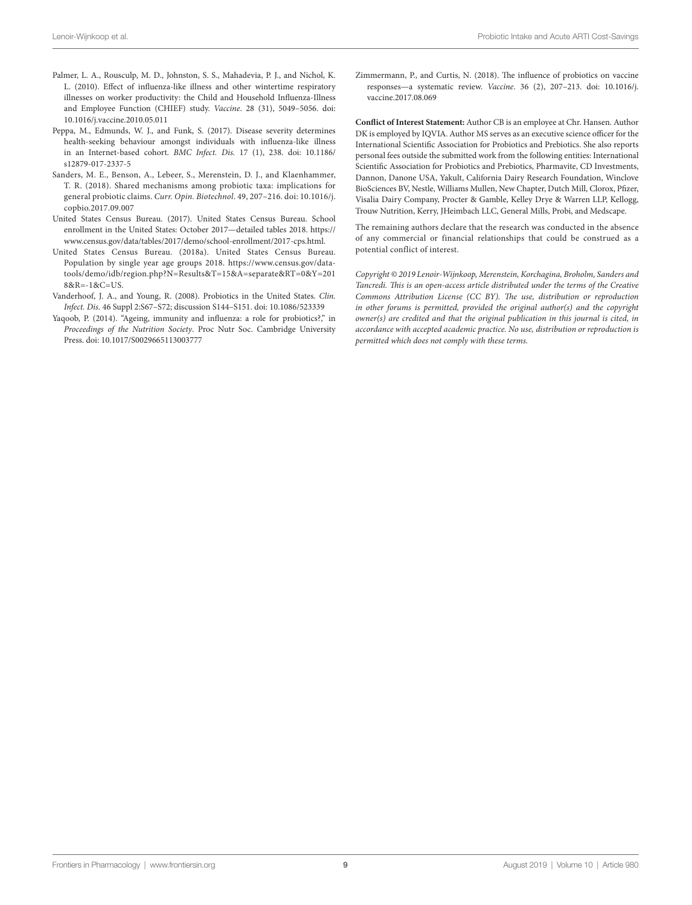Palmer, L. A., Rousculp, M. D., Johnston, S. S., Mahadevia, P. J., and Nichol, K. L. (2010). Effect of influenza-like illness and other wintertime respiratory illnesses on worker productivity: the Child and Household Influenza-Illness and Employee Function (CHIEF) study. *Vaccine*. 28 (31), 5049–5056. doi: 10.1016/j.vaccine.2010.05.011

Peppa, M., Edmunds, W. J., and Funk, S. (2017). Disease severity determines health-seeking behaviour amongst individuals with influenza-like illness in an Internet-based cohort. *BMC Infect. Dis.* 17 (1), 238. doi: 10.1186/s12879-017-2337-5

Sanders, M. E., Benson, A., Lebeer, S., Merenstein, D. J., and Klaenhammer, T. R. (2018). Shared mechanisms among probiotic taxa: implications for general probiotic claims. *Curr. Opin. Biotechnol*. 49, 207–216. doi: 10.1016/j.copbio.2017.09.007

United States Census Bureau. (2017). United States Census Bureau. School enrollment in the United States: October 2017—detailed tables 2018. https://www.census.gov/data/tables/2017/demo/school-enrollment/2017-cps.html.

United States Census Bureau. (2018a). United States Census Bureau. Population by single year age groups 2018. https://www.census.gov/data-tools/demo/idb/region.php?N=Results&T=15&A=separate&RT=0&Y=2018&R=-1&C=US.

Vanderhoof, J. A., and Young, R. (2008). Probiotics in the United States. *Clin. Infect. Dis.* 46 Suppl 2:S67–S72; discussion S144–S151. doi: 10.1086/523339

Yaqoob, P. (2014). "Ageing, immunity and influenza: a role for probiotics?," in *Proceedings of the Nutrition Society*. Proc Nutr Soc. Cambridge University Press. doi: 10.1017/S0029665113003777

Zimmermann, P., and Curtis, N. (2018). The influence of probiotics on vaccine responses—a systematic review. *Vaccine*. 36 (2), 207–213. doi: 10.1016/j.vaccine.2017.08.069

**Conflict of Interest Statement:** Author CB is an employee at Chr. Hansen. Author DK is employed by IQVIA. Author MS serves as an executive science officer for the International Scientific Association for Probiotics and Prebiotics. She also reports personal fees outside the submitted work from the following entities: International Scientific Association for Probiotics and Prebiotics, Pharmavite, CD Investments, Dannon, Danone USA, Yakult, California Dairy Research Foundation, Winclove BioSciences BV, Nestle, Williams Mullen, New Chapter, Dutch Mill, Clorox, Pfizer, Visalia Dairy Company, Procter & Gamble, Kelley Drye & Warren LLP, Kellogg, Trouw Nutrition, Kerry, JHeimbach LLC, General Mills, Probi, and Medscape.

The remaining authors declare that the research was conducted in the absence of any commercial or financial relationships that could be construed as a potential conflict of interest.

*Copyright © 2019 Lenoir-Wijnkoop, Merenstein, Korchagina, Broholm, Sanders and Tancredi. This is an open-access article distributed under the terms of the Creative Commons Attribution License (CC BY). The use, distribution or reproduction in other forums is permitted, provided the original author(s) and the copyright owner(s) are credited and that the original publication in this journal is cited, in accordance with accepted academic practice. No use, distribution or reproduction is permitted which does not comply with these terms.*